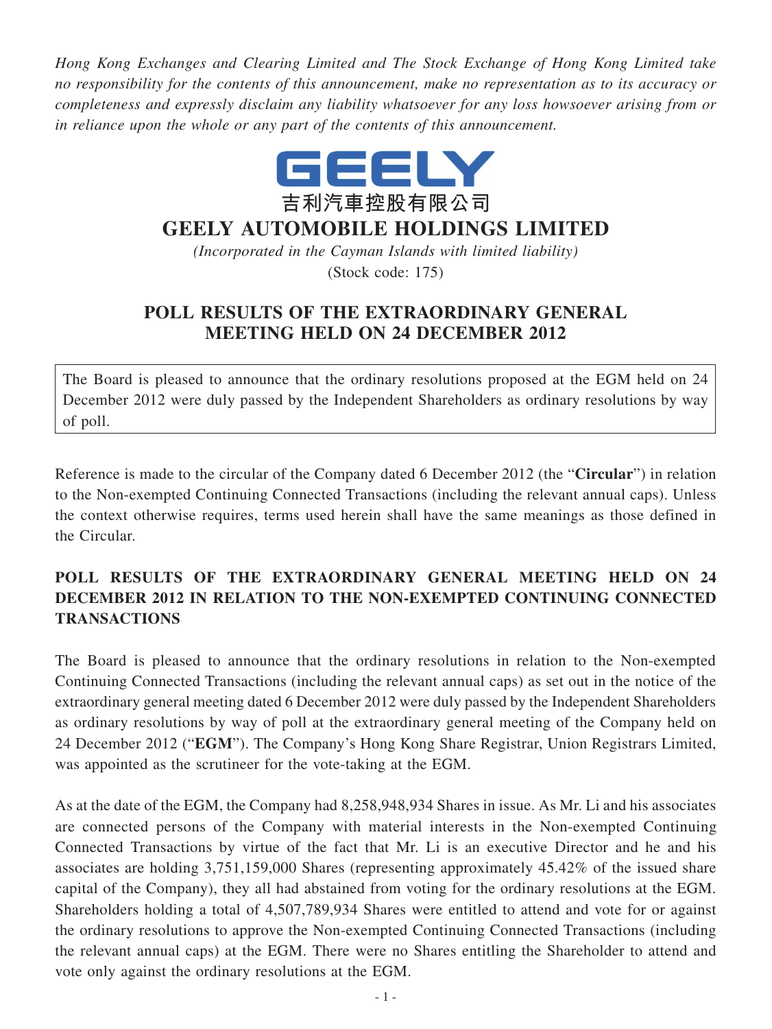*Hong Kong Exchanges and Clearing Limited and The Stock Exchange of Hong Kong Limited take no responsibility for the contents of this announcement, make no representation as to its accuracy or completeness and expressly disclaim any liability whatsoever for any loss howsoever arising from or in reliance upon the whole or any part of the contents of this announcement.*

GEELY

吉利汽車控股有限公司

# GEELY AUTOMOBILE HOLDINGS LIMITED

*(Incorporated in the Cayman Islands with limited liability)*

(Stock code: 175)

## POLL RESULTS OF THE EXTRAORDINARY GENERAL MEETING HELD ON 24 DECEMBER 2012

The Board is pleased to announce that the ordinary resolutions proposed at the EGM held on 24 December 2012 were duly passed by the Independent Shareholders as ordinary resolutions by way of poll.

Reference is made to the circular of the Company dated 6 December 2012 (the "**Circular**") in relation to the Non-exempted Continuing Connected Transactions (including the relevant annual caps). Unless the context otherwise requires, terms used herein shall have the same meanings as those defined in the Circular.

### POLL RESULTS OF THE EXTRAORDINARY GENERAL MEETING HELD ON 24 DECEMBER 2012 IN RELATION TO THE NON-EXEMPTED CONTINUING CONNECTED TRANSACTIONS

The Board is pleased to announce that the ordinary resolutions in relation to the Non-exempted Continuing Connected Transactions (including the relevant annual caps) as set out in the notice of the extraordinary general meeting dated 6 December 2012 were duly passed by the Independent Shareholders as ordinary resolutions by way of poll at the extraordinary general meeting of the Company held on 24 December 2012 ("**EGM**"). The Company's Hong Kong Share Registrar, Union Registrars Limited, was appointed as the scrutineer for the vote-taking at the EGM.

As at the date of the EGM, the Company had 8,258,948,934 Shares in issue. As Mr. Li and his associates are connected persons of the Company with material interests in the Non-exempted Continuing Connected Transactions by virtue of the fact that Mr. Li is an executive Director and he and his associates are holding 3,751,159,000 Shares (representing approximately 45.42% of the issued share capital of the Company), they all had abstained from voting for the ordinary resolutions at the EGM. Shareholders holding a total of 4,507,789,934 Shares were entitled to attend and vote for or against the ordinary resolutions to approve the Non-exempted Continuing Connected Transactions (including the relevant annual caps) at the EGM. There were no Shares entitling the Shareholder to attend and vote only against the ordinary resolutions at the EGM.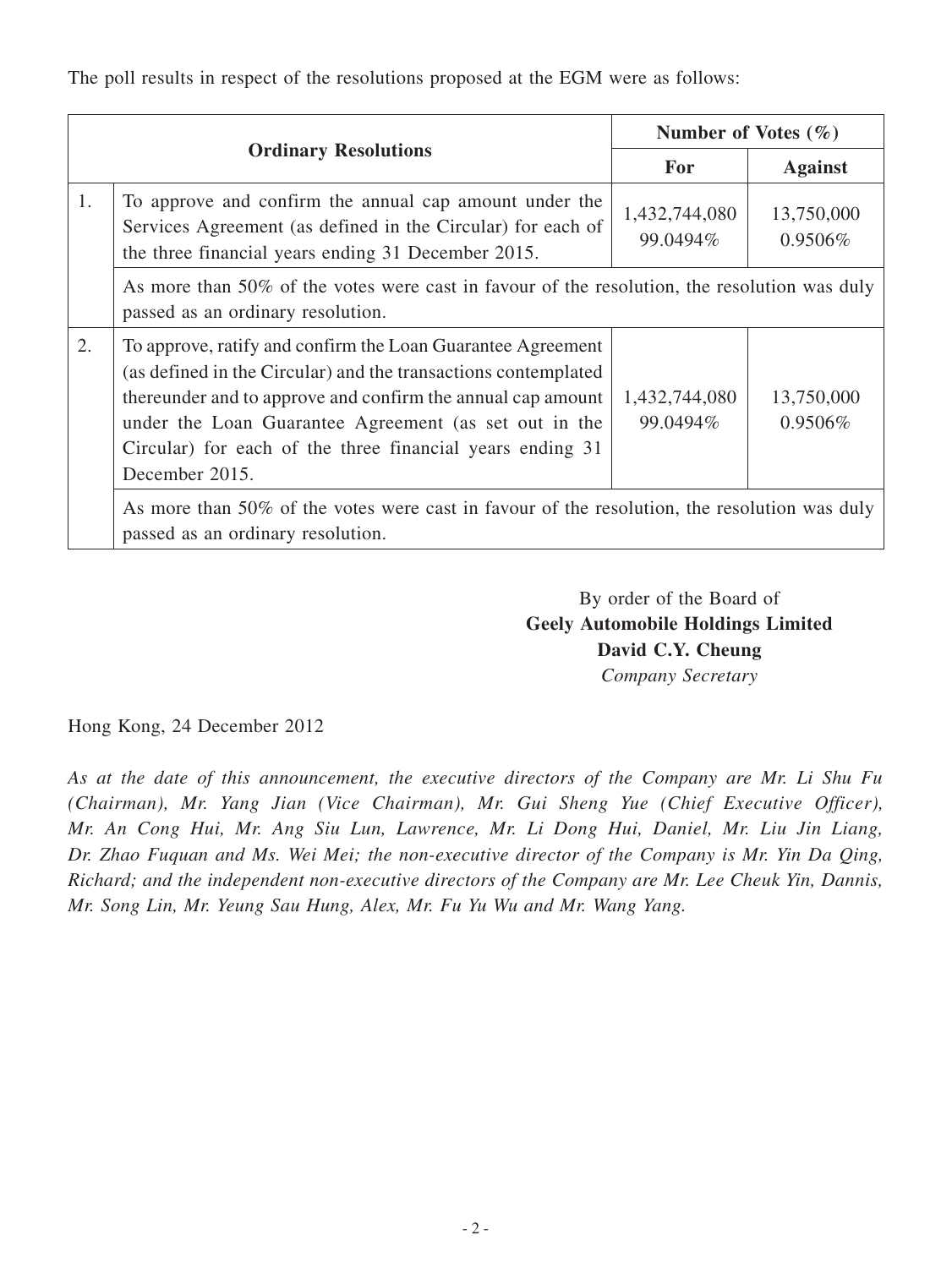The poll results in respect of the resolutions proposed at the EGM were as follows:

| | Ordinary Resolutions | Number of Votes (%) | |
|---|---|---|---|
| | | **For** | **Against** |
| 1. | To approve and confirm the annual cap amount under the Services Agreement (as defined in the Circular) for each of the three financial years ending 31 December 2015. | 1,432,744,080<br>99.0494% | 13,750,000<br>0.9506% |
| | As more than 50% of the votes were cast in favour of the resolution, the resolution was duly passed as an ordinary resolution. | | |
| 2. | To approve, ratify and confirm the Loan Guarantee Agreement (as defined in the Circular) and the transactions contemplated thereunder and to approve and confirm the annual cap amount under the Loan Guarantee Agreement (as set out in the Circular) for each of the three financial years ending 31 December 2015. | 1,432,744,080<br>99.0494% | 13,750,000<br>0.9506% |
| | As more than 50% of the votes were cast in favour of the resolution, the resolution was duly passed as an ordinary resolution. | | |

By order of the Board of
**Geely Automobile Holdings Limited**
**David C.Y. Cheung**
*Company Secretary*

Hong Kong, 24 December 2012

*As at the date of this announcement, the executive directors of the Company are Mr. Li Shu Fu (Chairman), Mr. Yang Jian (Vice Chairman), Mr. Gui Sheng Yue (Chief Executive Officer), Mr. An Cong Hui, Mr. Ang Siu Lun, Lawrence, Mr. Li Dong Hui, Daniel, Mr. Liu Jin Liang, Dr. Zhao Fuquan and Ms. Wei Mei; the non-executive director of the Company is Mr. Yin Da Qing, Richard; and the independent non-executive directors of the Company are Mr. Lee Cheuk Yin, Dannis, Mr. Song Lin, Mr. Yeung Sau Hung, Alex, Mr. Fu Yu Wu and Mr. Wang Yang.*